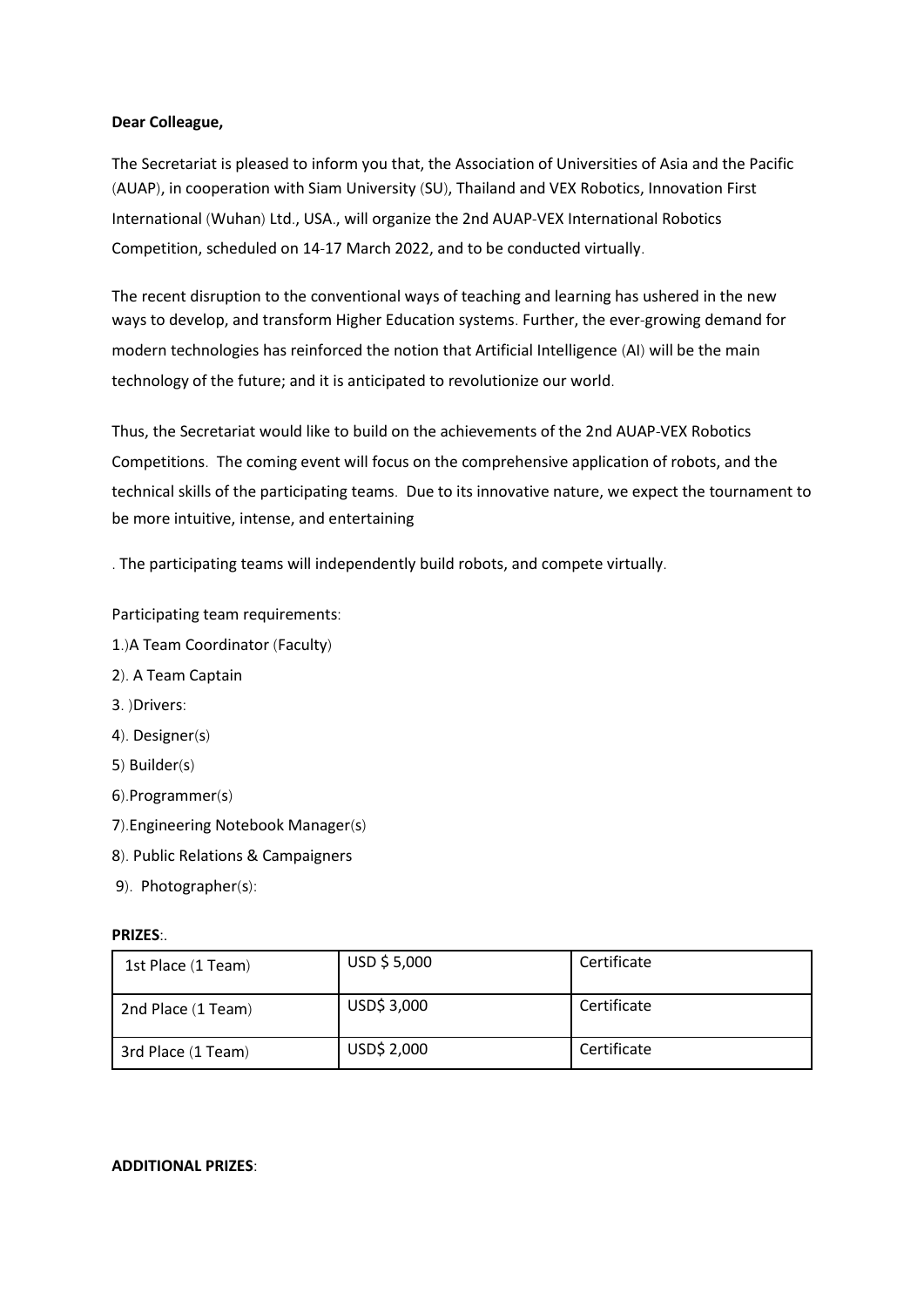**Dear Colleague,**

The Secretariat is pleased to inform you that, the Association of Universities of Asia and the Pacific (AUAP), in cooperation with Siam University (SU), Thailand and VEX Robotics, Innovation First International (Wuhan) Ltd., USA., will organize the 2nd AUAP-VEX International Robotics Competition, scheduled on 14-17 March 2022, and to be conducted virtually.

The recent disruption to the conventional ways of teaching and learning has ushered in the new ways to develop, and transform Higher Education systems. Further, the ever-growing demand for modern technologies has reinforced the notion that Artificial Intelligence (AI) will be the main technology of the future; and it is anticipated to revolutionize our world.

Thus, the Secretariat would like to build on the achievements of the 2nd AUAP-VEX Robotics Competitions. The coming event will focus on the comprehensive application of robots, and the technical skills of the participating teams. Due to its innovative nature, we expect the tournament to be more intuitive, intense, and entertaining

. The participating teams will independently build robots, and compete virtually.

Participating team requirements:

1.)A Team Coordinator (Faculty)

2). A Team Captain

3. )Drivers:

4). Designer(s)

5) Builder(s)

6).Programmer(s)

7).Engineering Notebook Manager(s)

8). Public Relations & Campaigners

9). Photographer(s):

**PRIZES**:.

| 1st Place (1 Team) | USD $ 5,000 | Certificate |
|---|---|---|
| 2nd Place (1 Team) | USD$ 3,000 | Certificate |
| 3rd Place (1 Team) | USD$ 2,000 | Certificate |

**ADDITIONAL PRIZES**: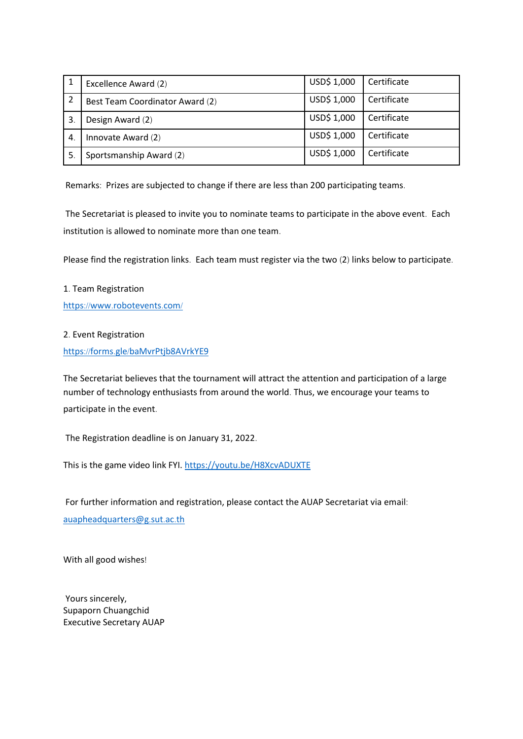| | | | |
|---|---|---|---|
| 1 | Excellence Award (2) | USD$ 1,000 | Certificate |
| 2 | Best Team Coordinator Award (2) | USD$ 1,000 | Certificate |
| 3. | Design Award (2) | USD$ 1,000 | Certificate |
| 4. | Innovate Award (2) | USD$ 1,000 | Certificate |
| 5. | Sportsmanship Award (2) | USD$ 1,000 | Certificate |

Remarks: Prizes are subjected to change if there are less than 200 participating teams.

The Secretariat is pleased to invite you to nominate teams to participate in the above event. Each institution is allowed to nominate more than one team.

Please find the registration links. Each team must register via the two (2) links below to participate.

1. Team Registration
https://www.robotevents.com/

2. Event Registration
https://forms.gle/baMvrPtjb8AVrkYE9

The Secretariat believes that the tournament will attract the attention and participation of a large number of technology enthusiasts from around the world. Thus, we encourage your teams to participate in the event.

The Registration deadline is on January 31, 2022.

This is the game video link FYI. https://youtu.be/H8XcvADUXTE

For further information and registration, please contact the AUAP Secretariat via email: auapheadquarters@g.sut.ac.th

With all good wishes!

Yours sincerely,
Supaporn Chuangchid
Executive Secretary AUAP